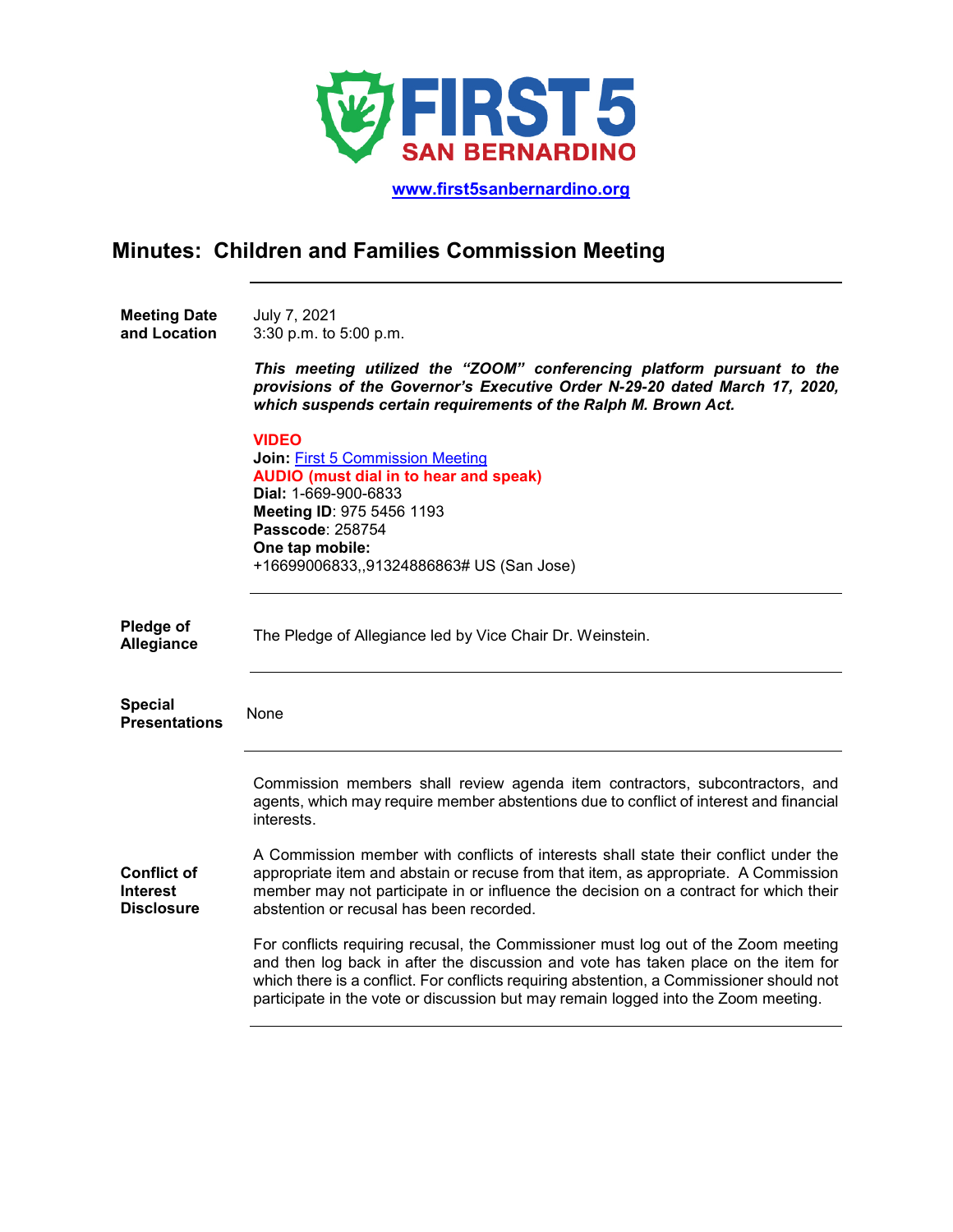**FIRST 5 SAN BERNARDINO**

[www.first5sanbernardino.org](http://www.first5sanbernardino.org)

# Minutes: Children and Families Commission Meeting

**Meeting Date and Location**

July 7, 2021
3:30 p.m. to 5:00 p.m.

***This meeting utilized the "ZOOM" conferencing platform pursuant to the provisions of the Governor's Executive Order N-29-20 dated March 17, 2020, which suspends certain requirements of the Ralph M. Brown Act.***

**VIDEO**
**Join:** First 5 Commission Meeting
**AUDIO (must dial in to hear and speak)**
**Dial:** 1-669-900-6833
**Meeting ID**: 975 5456 1193
**Passcode**: 258754
**One tap mobile:**
+16699006833,,91324886863# US (San Jose)

---

**Pledge of Allegiance**

The Pledge of Allegiance led by Vice Chair Dr. Weinstein.

---

**Special Presentations**

None

---

**Conflict of Interest Disclosure**

Commission members shall review agenda item contractors, subcontractors, and agents, which may require member abstentions due to conflict of interest and financial interests.

A Commission member with conflicts of interests shall state their conflict under the appropriate item and abstain or recuse from that item, as appropriate. A Commission member may not participate in or influence the decision on a contract for which their abstention or recusal has been recorded.

For conflicts requiring recusal, the Commissioner must log out of the Zoom meeting and then log back in after the discussion and vote has taken place on the item for which there is a conflict. For conflicts requiring abstention, a Commissioner should not participate in the vote or discussion but may remain logged into the Zoom meeting.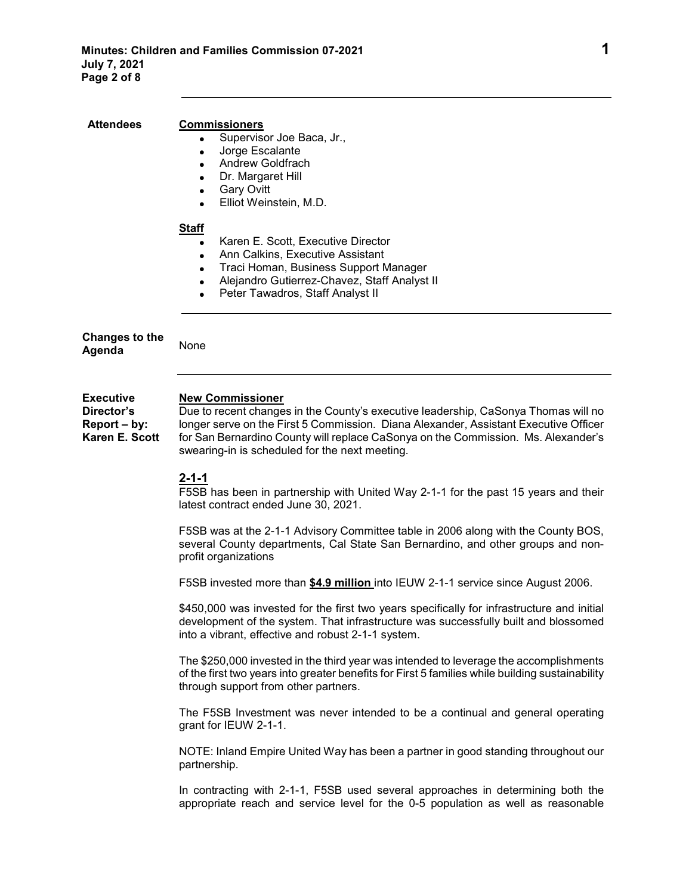**Attendees**

**Commissioners**

- Supervisor Joe Baca, Jr.,
- Jorge Escalante
- Andrew Goldfrach
- Dr. Margaret Hill
- Gary Ovitt
- Elliot Weinstein, M.D.

**Staff**

- Karen E. Scott, Executive Director
- Ann Calkins, Executive Assistant
- Traci Homan, Business Support Manager
- Alejandro Gutierrez-Chavez, Staff Analyst II
- Peter Tawadros, Staff Analyst II

---

**Changes to the Agenda**

None

---

**Executive Director's Report – by: Karen E. Scott**

**New Commissioner**

Due to recent changes in the County's executive leadership, CaSonya Thomas will no longer serve on the First 5 Commission. Diana Alexander, Assistant Executive Officer for San Bernardino County will replace CaSonya on the Commission. Ms. Alexander's swearing-in is scheduled for the next meeting.

**2-1-1**

F5SB has been in partnership with United Way 2-1-1 for the past 15 years and their latest contract ended June 30, 2021.

F5SB was at the 2-1-1 Advisory Committee table in 2006 along with the County BOS, several County departments, Cal State San Bernardino, and other groups and non-profit organizations

F5SB invested more than **$4.9 million** into IEUW 2-1-1 service since August 2006.

$450,000 was invested for the first two years specifically for infrastructure and initial development of the system. That infrastructure was successfully built and blossomed into a vibrant, effective and robust 2-1-1 system.

The $250,000 invested in the third year was intended to leverage the accomplishments of the first two years into greater benefits for First 5 families while building sustainability through support from other partners.

The F5SB Investment was never intended to be a continual and general operating grant for IEUW 2-1-1.

NOTE: Inland Empire United Way has been a partner in good standing throughout our partnership.

In contracting with 2-1-1, F5SB used several approaches in determining both the appropriate reach and service level for the 0-5 population as well as reasonable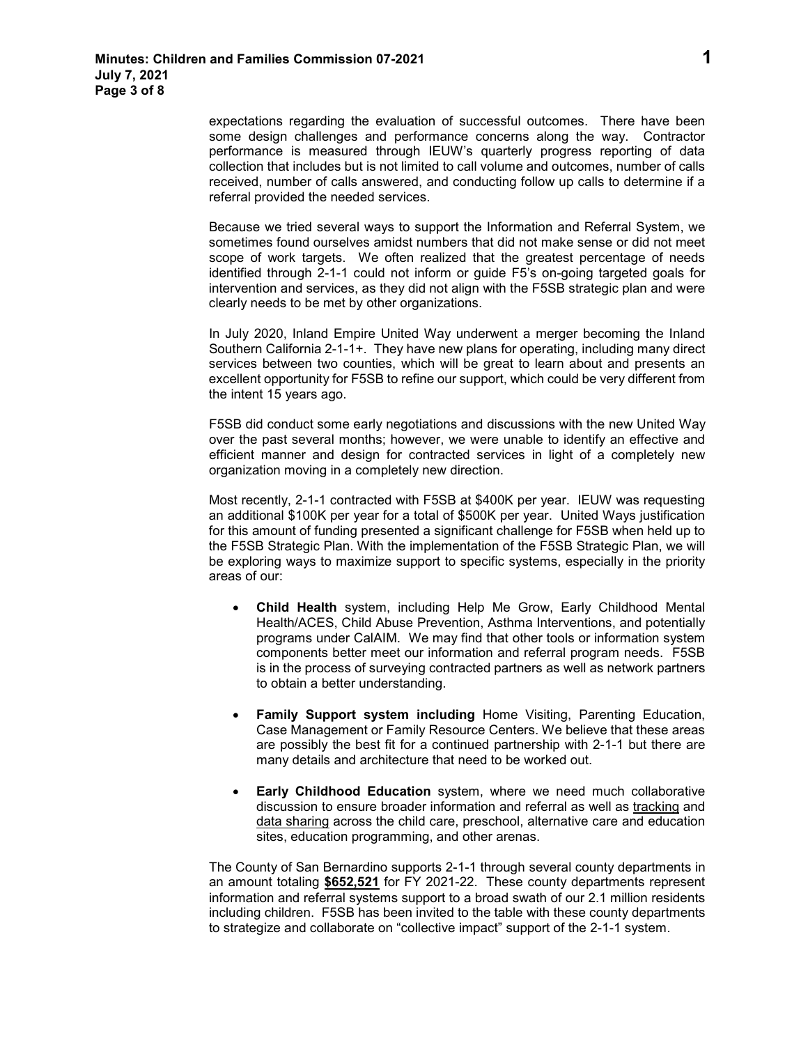expectations regarding the evaluation of successful outcomes. There have been some design challenges and performance concerns along the way. Contractor performance is measured through IEUW's quarterly progress reporting of data collection that includes but is not limited to call volume and outcomes, number of calls received, number of calls answered, and conducting follow up calls to determine if a referral provided the needed services.

Because we tried several ways to support the Information and Referral System, we sometimes found ourselves amidst numbers that did not make sense or did not meet scope of work targets. We often realized that the greatest percentage of needs identified through 2-1-1 could not inform or guide F5's on-going targeted goals for intervention and services, as they did not align with the F5SB strategic plan and were clearly needs to be met by other organizations.

In July 2020, Inland Empire United Way underwent a merger becoming the Inland Southern California 2-1-1+. They have new plans for operating, including many direct services between two counties, which will be great to learn about and presents an excellent opportunity for F5SB to refine our support, which could be very different from the intent 15 years ago.

F5SB did conduct some early negotiations and discussions with the new United Way over the past several months; however, we were unable to identify an effective and efficient manner and design for contracted services in light of a completely new organization moving in a completely new direction.

Most recently, 2-1-1 contracted with F5SB at $400K per year. IEUW was requesting an additional $100K per year for a total of $500K per year. United Ways justification for this amount of funding presented a significant challenge for F5SB when held up to the F5SB Strategic Plan. With the implementation of the F5SB Strategic Plan, we will be exploring ways to maximize support to specific systems, especially in the priority areas of our:

- **Child Health** system, including Help Me Grow, Early Childhood Mental Health/ACES, Child Abuse Prevention, Asthma Interventions, and potentially programs under CalAIM. We may find that other tools or information system components better meet our information and referral program needs. F5SB is in the process of surveying contracted partners as well as network partners to obtain a better understanding.
- **Family Support system including** Home Visiting, Parenting Education, Case Management or Family Resource Centers. We believe that these areas are possibly the best fit for a continued partnership with 2-1-1 but there are many details and architecture that need to be worked out.
- **Early Childhood Education** system, where we need much collaborative discussion to ensure broader information and referral as well as <u>tracking</u> and <u>data sharing</u> across the child care, preschool, alternative care and education sites, education programming, and other arenas.

The County of San Bernardino supports 2-1-1 through several county departments in an amount totaling **<u>$652,521</u>** for FY 2021-22. These county departments represent information and referral systems support to a broad swath of our 2.1 million residents including children. F5SB has been invited to the table with these county departments to strategize and collaborate on "collective impact" support of the 2-1-1 system.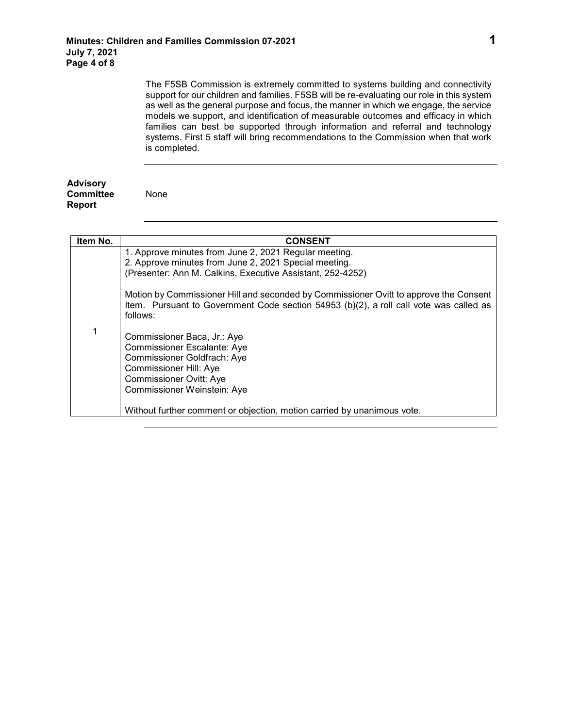The F5SB Commission is extremely committed to systems building and connectivity support for our children and families. F5SB will be re-evaluating our role in this system as well as the general purpose and focus, the manner in which we engage, the service models we support, and identification of measurable outcomes and efficacy in which families can best be supported through information and referral and technology systems. First 5 staff will bring recommendations to the Commission when that work is completed.

---

**Advisory Committee Report**

None

---

| Item No. | CONSENT |
|---|---|
| 1 | 1. Approve minutes from June 2, 2021 Regular meeting.<br>2. Approve minutes from June 2, 2021 Special meeting.<br>(Presenter: Ann M. Calkins, Executive Assistant, 252-4252)<br><br>Motion by Commissioner Hill and seconded by Commissioner Ovitt to approve the Consent Item. Pursuant to Government Code section 54953 (b)(2), a roll call vote was called as follows:<br><br>Commissioner Baca, Jr.: Aye<br>Commissioner Escalante: Aye<br>Commissioner Goldfrach: Aye<br>Commissioner Hill: Aye<br>Commissioner Ovitt: Aye<br>Commissioner Weinstein: Aye<br><br>Without further comment or objection, motion carried by unanimous vote. |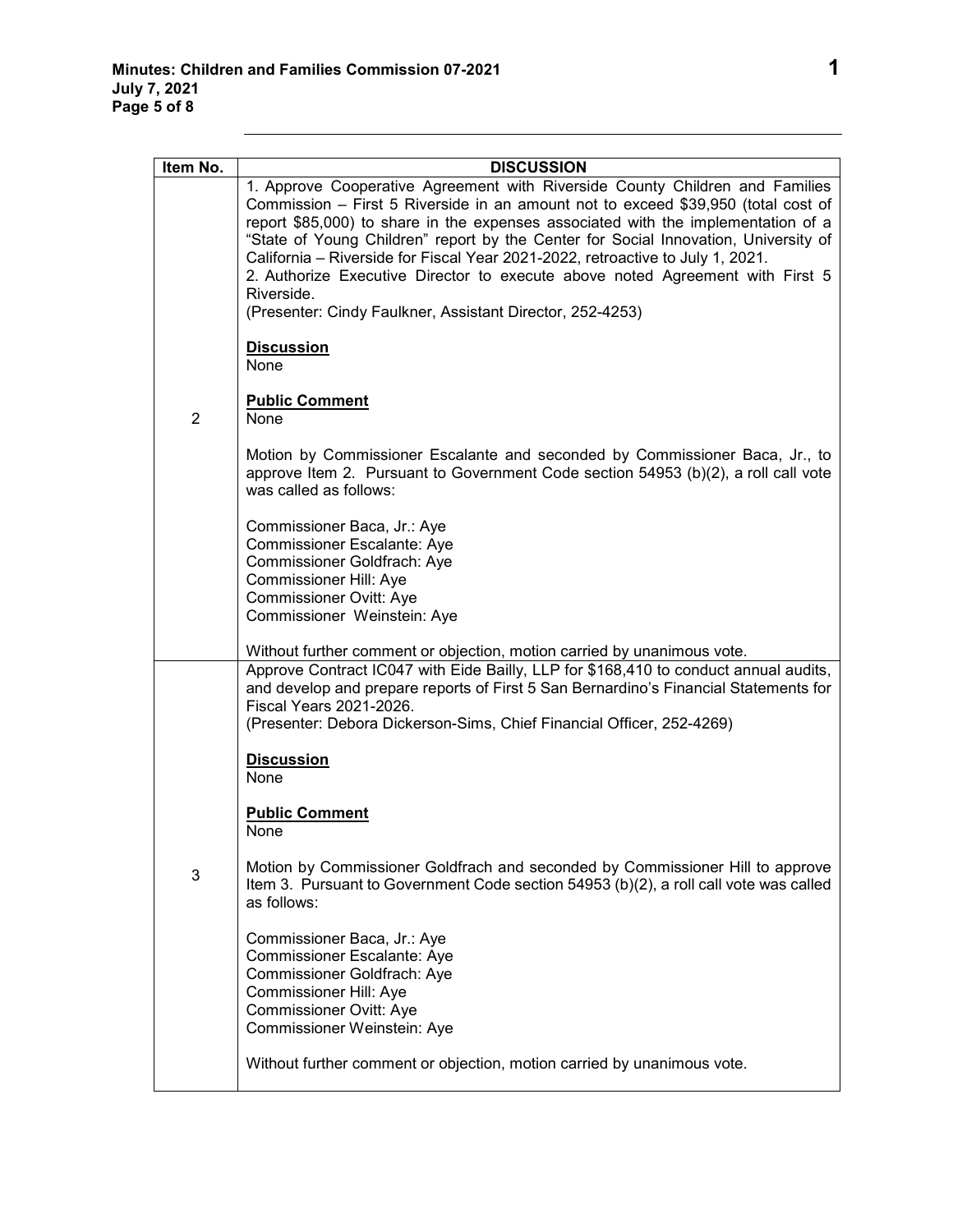| Item No. | DISCUSSION |
|---|---|
| 2 | 1. Approve Cooperative Agreement with Riverside County Children and Families Commission – First 5 Riverside in an amount not to exceed $39,950 (total cost of report $85,000) to share in the expenses associated with the implementation of a "State of Young Children" report by the Center for Social Innovation, University of California – Riverside for Fiscal Year 2021-2022, retroactive to July 1, 2021.<br>2. Authorize Executive Director to execute above noted Agreement with First 5 Riverside.<br>(Presenter: Cindy Faulkner, Assistant Director, 252-4253)<br><br>**Discussion**<br>None<br><br>**Public Comment**<br>None<br><br>Motion by Commissioner Escalante and seconded by Commissioner Baca, Jr., to approve Item 2. Pursuant to Government Code section 54953 (b)(2), a roll call vote was called as follows:<br><br>Commissioner Baca, Jr.: Aye<br>Commissioner Escalante: Aye<br>Commissioner Goldfrach: Aye<br>Commissioner Hill: Aye<br>Commissioner Ovitt: Aye<br>Commissioner Weinstein: Aye<br><br>Without further comment or objection, motion carried by unanimous vote. |
| 3 | Approve Contract IC047 with Eide Bailly, LLP for $168,410 to conduct annual audits, and develop and prepare reports of First 5 San Bernardino's Financial Statements for Fiscal Years 2021-2026.<br>(Presenter: Debora Dickerson-Sims, Chief Financial Officer, 252-4269)<br><br>**Discussion**<br>None<br><br>**Public Comment**<br>None<br><br>Motion by Commissioner Goldfrach and seconded by Commissioner Hill to approve Item 3. Pursuant to Government Code section 54953 (b)(2), a roll call vote was called as follows:<br><br>Commissioner Baca, Jr.: Aye<br>Commissioner Escalante: Aye<br>Commissioner Goldfrach: Aye<br>Commissioner Hill: Aye<br>Commissioner Ovitt: Aye<br>Commissioner Weinstein: Aye<br><br>Without further comment or objection, motion carried by unanimous vote. |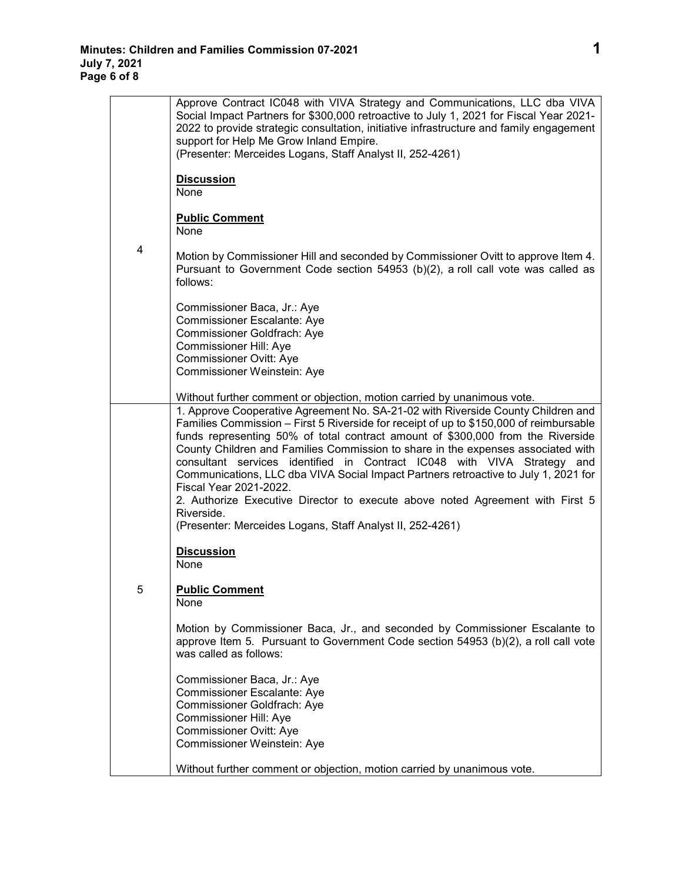| | |
|---|---|
| 4 | Approve Contract IC048 with VIVA Strategy and Communications, LLC dba VIVA Social Impact Partners for $300,000 retroactive to July 1, 2021 for Fiscal Year 2021-2022 to provide strategic consultation, initiative infrastructure and family engagement support for Help Me Grow Inland Empire.<br>(Presenter: Merceides Logans, Staff Analyst II, 252-4261)<br><br>**Discussion**<br>None<br><br>**Public Comment**<br>None<br><br>Motion by Commissioner Hill and seconded by Commissioner Ovitt to approve Item 4. Pursuant to Government Code section 54953 (b)(2), a roll call vote was called as follows:<br><br>Commissioner Baca, Jr.: Aye<br>Commissioner Escalante: Aye<br>Commissioner Goldfrach: Aye<br>Commissioner Hill: Aye<br>Commissioner Ovitt: Aye<br>Commissioner Weinstein: Aye<br><br>Without further comment or objection, motion carried by unanimous vote. |
| 5 | 1. Approve Cooperative Agreement No. SA-21-02 with Riverside County Children and Families Commission – First 5 Riverside for receipt of up to $150,000 of reimbursable funds representing 50% of total contract amount of $300,000 from the Riverside County Children and Families Commission to share in the expenses associated with consultant services identified in Contract IC048 with VIVA Strategy and Communications, LLC dba VIVA Social Impact Partners retroactive to July 1, 2021 for Fiscal Year 2021-2022.<br>2. Authorize Executive Director to execute above noted Agreement with First 5 Riverside.<br>(Presenter: Merceides Logans, Staff Analyst II, 252-4261)<br><br>**Discussion**<br>None<br><br>**Public Comment**<br>None<br><br>Motion by Commissioner Baca, Jr., and seconded by Commissioner Escalante to approve Item 5. Pursuant to Government Code section 54953 (b)(2), a roll call vote was called as follows:<br><br>Commissioner Baca, Jr.: Aye<br>Commissioner Escalante: Aye<br>Commissioner Goldfrach: Aye<br>Commissioner Hill: Aye<br>Commissioner Ovitt: Aye<br>Commissioner Weinstein: Aye<br><br>Without further comment or objection, motion carried by unanimous vote. |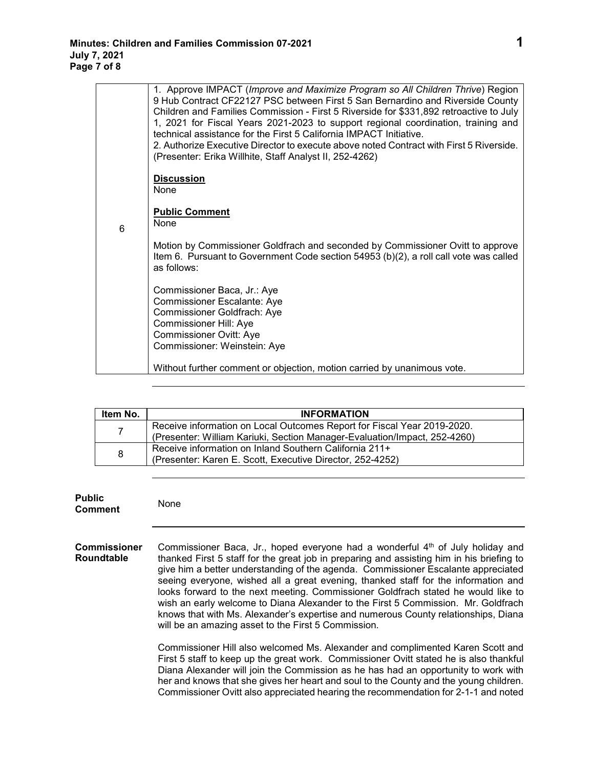| | |
|---|---|
| 6 | 1. Approve IMPACT (*Improve and Maximize Program so All Children Thrive*) Region 9 Hub Contract CF22127 PSC between First 5 San Bernardino and Riverside County Children and Families Commission - First 5 Riverside for $331,892 retroactive to July 1, 2021 for Fiscal Years 2021-2023 to support regional coordination, training and technical assistance for the First 5 California IMPACT Initiative.<br>2. Authorize Executive Director to execute above noted Contract with First 5 Riverside.<br>(Presenter: Erika Willhite, Staff Analyst II, 252-4262)<br><br>**Discussion**<br>None<br><br>**Public Comment**<br>None<br><br>Motion by Commissioner Goldfrach and seconded by Commissioner Ovitt to approve Item 6. Pursuant to Government Code section 54953 (b)(2), a roll call vote was called as follows:<br><br>Commissioner Baca, Jr.: Aye<br>Commissioner Escalante: Aye<br>Commissioner Goldfrach: Aye<br>Commissioner Hill: Aye<br>Commissioner Ovitt: Aye<br>Commissioner: Weinstein: Aye<br><br>Without further comment or objection, motion carried by unanimous vote. |

| Item No. | INFORMATION |
|---|---|
| 7 | Receive information on Local Outcomes Report for Fiscal Year 2019-2020.<br>(Presenter: William Kariuki, Section Manager-Evaluation/Impact, 252-4260) |
| 8 | Receive information on Inland Southern California 211+<br>(Presenter: Karen E. Scott, Executive Director, 252-4252) |

**Public Comment**

None

**Commissioner Roundtable**

Commissioner Baca, Jr., hoped everyone had a wonderful 4th of July holiday and thanked First 5 staff for the great job in preparing and assisting him in his briefing to give him a better understanding of the agenda. Commissioner Escalante appreciated seeing everyone, wished all a great evening, thanked staff for the information and looks forward to the next meeting. Commissioner Goldfrach stated he would like to wish an early welcome to Diana Alexander to the First 5 Commission. Mr. Goldfrach knows that with Ms. Alexander's expertise and numerous County relationships, Diana will be an amazing asset to the First 5 Commission.

Commissioner Hill also welcomed Ms. Alexander and complimented Karen Scott and First 5 staff to keep up the great work. Commissioner Ovitt stated he is also thankful Diana Alexander will join the Commission as he has had an opportunity to work with her and knows that she gives her heart and soul to the County and the young children. Commissioner Ovitt also appreciated hearing the recommendation for 2-1-1 and noted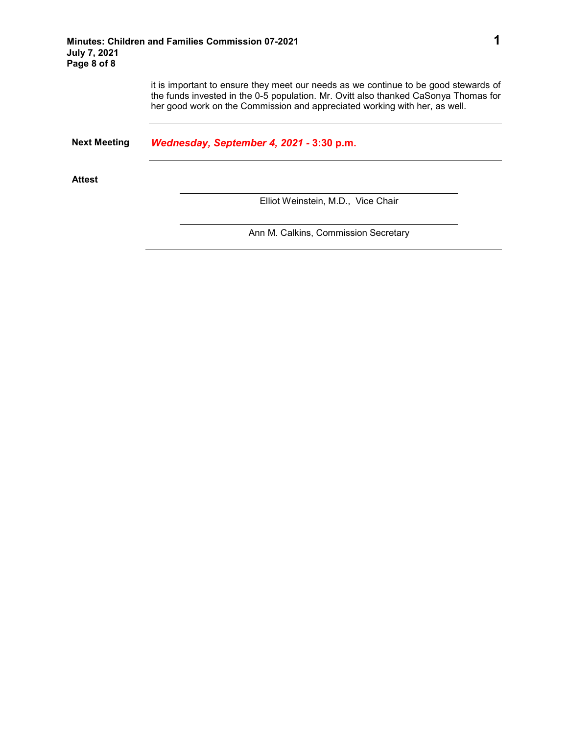it is important to ensure they meet our needs as we continue to be good stewards of the funds invested in the 0-5 population. Mr. Ovitt also thanked CaSonya Thomas for her good work on the Commission and appreciated working with her, as well.

---

**Next Meeting** ***Wednesday, September 4, 2021*** **- 3:30 p.m.**

---

**Attest**

Elliot Weinstein, M.D., Vice Chair

Ann M. Calkins, Commission Secretary